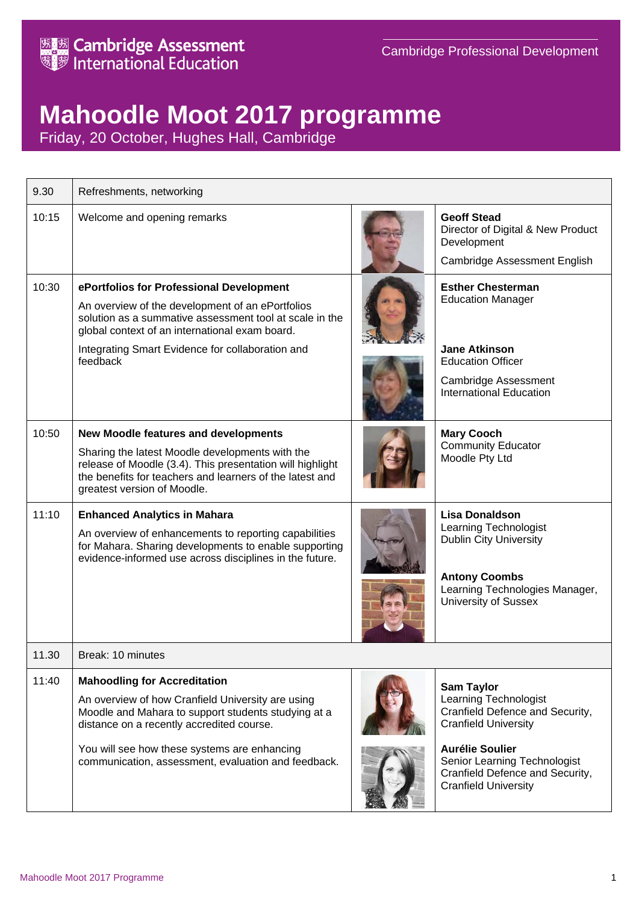Cambridge Assessment International Education

Cambridge Professional Development

# Mahoodle Moot 2017 programme

Friday, 20 October, Hughes Hall, Cambridge

| Time | Session | Speaker(s) |
|---|---|---|
| 9.30 | Refreshments, networking | |
| 10:15 | Welcome and opening remarks | **Geoff Stead**<br>Director of Digital & New Product Development<br>Cambridge Assessment English |
| 10:30 | **ePortfolios for Professional Development**<br>An overview of the development of an ePortfolios solution as a summative assessment tool at scale in the global context of an international exam board.<br>Integrating Smart Evidence for collaboration and feedback | **Esther Chesterman**<br>Education Manager<br>**Jane Atkinson**<br>Education Officer<br>Cambridge Assessment International Education |
| 10:50 | **New Moodle features and developments**<br>Sharing the latest Moodle developments with the release of Moodle (3.4). This presentation will highlight the benefits for teachers and learners of the latest and greatest version of Moodle. | **Mary Cooch**<br>Community Educator<br>Moodle Pty Ltd |
| 11:10 | **Enhanced Analytics in Mahara**<br>An overview of enhancements to reporting capabilities for Mahara. Sharing developments to enable supporting evidence-informed use across disciplines in the future. | **Lisa Donaldson**<br>Learning Technologist<br>Dublin City University<br>**Antony Coombs**<br>Learning Technologies Manager, University of Sussex |
| 11.30 | Break: 10 minutes | |
| 11:40 | **Mahoodling for Accreditation**<br>An overview of how Cranfield University are using Moodle and Mahara to support students studying at a distance on a recently accredited course.<br>You will see how these systems are enhancing communication, assessment, evaluation and feedback. | **Sam Taylor**<br>Learning Technologist<br>Cranfield Defence and Security, Cranfield University<br>**Aurélie Soulier**<br>Senior Learning Technologist<br>Cranfield Defence and Security, Cranfield University |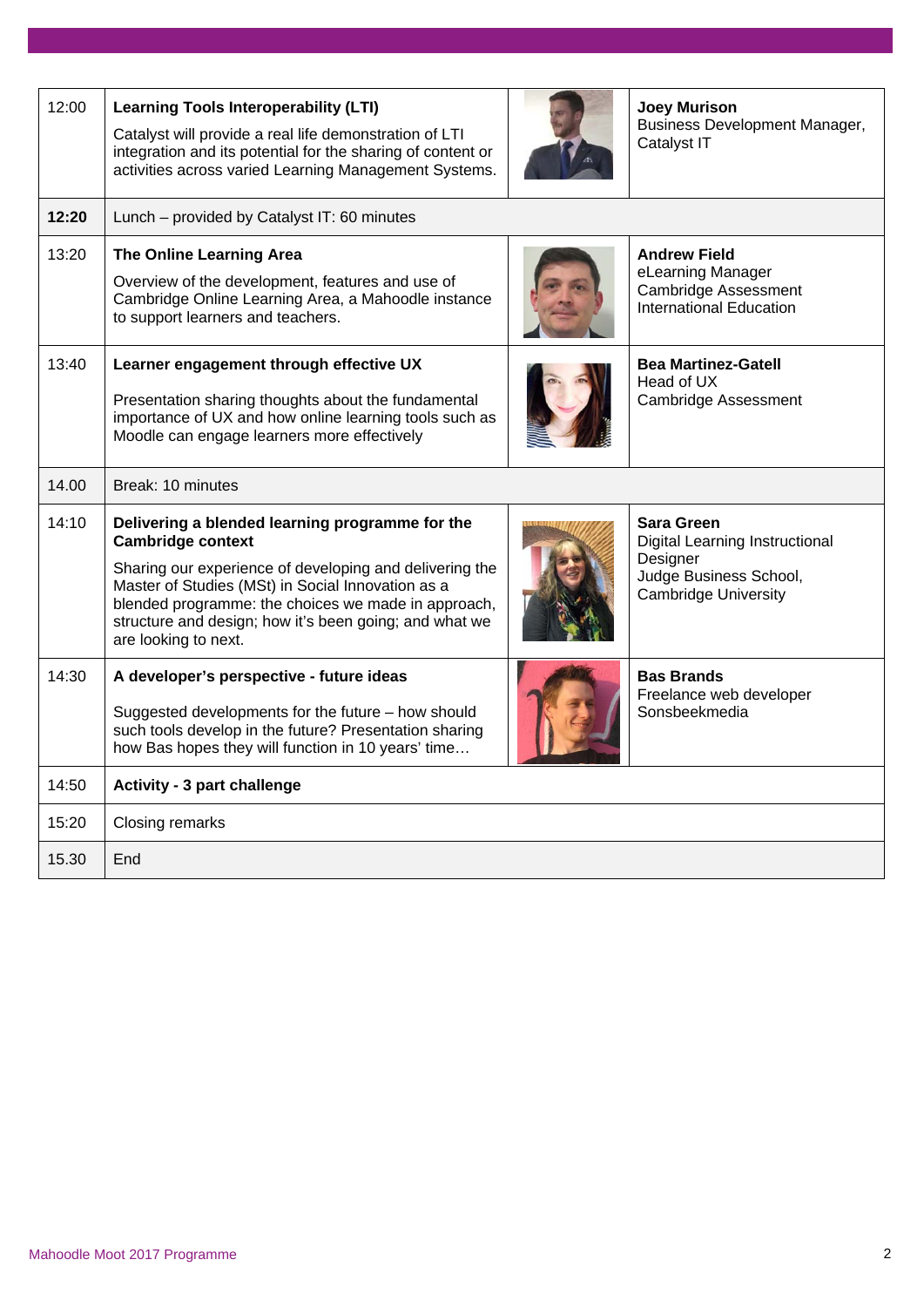| Time | Session | Speaker |
|---|---|---|
| 12:00 | **Learning Tools Interoperability (LTI)**<br>Catalyst will provide a real life demonstration of LTI integration and its potential for the sharing of content or activities across varied Learning Management Systems. | **Joey Murison**<br>Business Development Manager, Catalyst IT |
| **12:20** | Lunch – provided by Catalyst IT: 60 minutes | |
| 13:20 | **The Online Learning Area**<br>Overview of the development, features and use of Cambridge Online Learning Area, a Mahoodle instance to support learners and teachers. | **Andrew Field**<br>eLearning Manager<br>Cambridge Assessment International Education |
| 13:40 | **Learner engagement through effective UX**<br>Presentation sharing thoughts about the fundamental importance of UX and how online learning tools such as Moodle can engage learners more effectively | **Bea Martinez-Gatell**<br>Head of UX<br>Cambridge Assessment |
| 14.00 | Break: 10 minutes | |
| 14:10 | **Delivering a blended learning programme for the Cambridge context**<br>Sharing our experience of developing and delivering the Master of Studies (MSt) in Social Innovation as a blended programme: the choices we made in approach, structure and design; how it's been going; and what we are looking to next. | **Sara Green**<br>Digital Learning Instructional Designer<br>Judge Business School, Cambridge University |
| 14:30 | **A developer's perspective - future ideas**<br>Suggested developments for the future – how should such tools develop in the future? Presentation sharing how Bas hopes they will function in 10 years' time… | **Bas Brands**<br>Freelance web developer<br>Sonsbeekmedia |
| 14:50 | **Activity - 3 part challenge** | |
| 15:20 | Closing remarks | |
| 15.30 | End | |

Mahoodle Moot 2017 Programme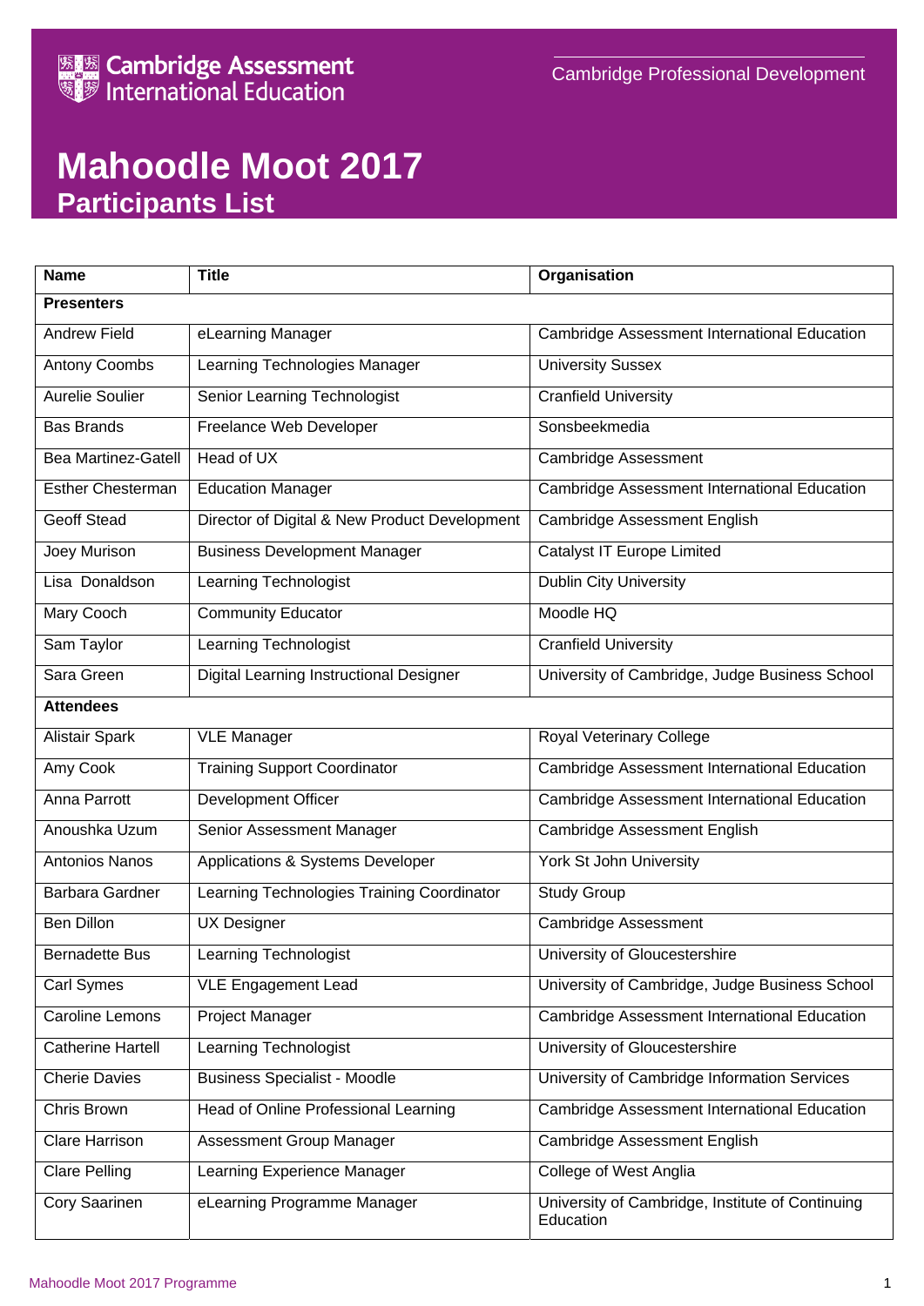Cambridge Assessment International Education

Cambridge Professional Development

# Mahoodle Moot 2017
## Participants List

| Name | Title | Organisation |
|---|---|---|
| **Presenters** | | |
| Andrew Field | eLearning Manager | Cambridge Assessment International Education |
| Antony Coombs | Learning Technologies Manager | University Sussex |
| Aurelie Soulier | Senior Learning Technologist | Cranfield University |
| Bas Brands | Freelance Web Developer | Sonsbeekmedia |
| Bea Martinez-Gatell | Head of UX | Cambridge Assessment |
| Esther Chesterman | Education Manager | Cambridge Assessment International Education |
| Geoff Stead | Director of Digital & New Product Development | Cambridge Assessment English |
| Joey Murison | Business Development Manager | Catalyst IT Europe Limited |
| Lisa Donaldson | Learning Technologist | Dublin City University |
| Mary Cooch | Community Educator | Moodle HQ |
| Sam Taylor | Learning Technologist | Cranfield University |
| Sara Green | Digital Learning Instructional Designer | University of Cambridge, Judge Business School |
| **Attendees** | | |
| Alistair Spark | VLE Manager | Royal Veterinary College |
| Amy Cook | Training Support Coordinator | Cambridge Assessment International Education |
| Anna Parrott | Development Officer | Cambridge Assessment International Education |
| Anoushka Uzum | Senior Assessment Manager | Cambridge Assessment English |
| Antonios Nanos | Applications & Systems Developer | York St John University |
| Barbara Gardner | Learning Technologies Training Coordinator | Study Group |
| Ben Dillon | UX Designer | Cambridge Assessment |
| Bernadette Bus | Learning Technologist | University of Gloucestershire |
| Carl Symes | VLE Engagement Lead | University of Cambridge, Judge Business School |
| Caroline Lemons | Project Manager | Cambridge Assessment International Education |
| Catherine Hartell | Learning Technologist | University of Gloucestershire |
| Cherie Davies | Business Specialist - Moodle | University of Cambridge Information Services |
| Chris Brown | Head of Online Professional Learning | Cambridge Assessment International Education |
| Clare Harrison | Assessment Group Manager | Cambridge Assessment English |
| Clare Pelling | Learning Experience Manager | College of West Anglia |
| Cory Saarinen | eLearning Programme Manager | University of Cambridge, Institute of Continuing Education |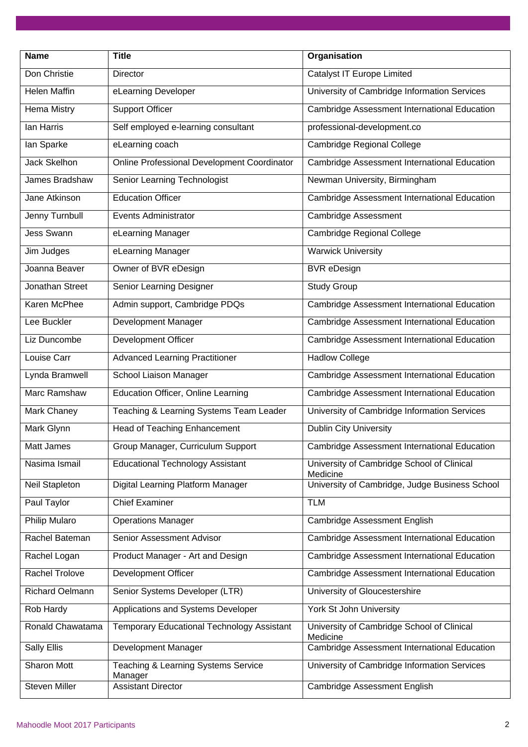| Name | Title | Organisation |
|---|---|---|
| Don Christie | Director | Catalyst IT Europe Limited |
| Helen Maffin | eLearning Developer | University of Cambridge Information Services |
| Hema Mistry | Support Officer | Cambridge Assessment International Education |
| Ian Harris | Self employed e-learning consultant | professional-development.co |
| Ian Sparke | eLearning coach | Cambridge Regional College |
| Jack Skelhon | Online Professional Development Coordinator | Cambridge Assessment International Education |
| James Bradshaw | Senior Learning Technologist | Newman University, Birmingham |
| Jane Atkinson | Education Officer | Cambridge Assessment International Education |
| Jenny Turnbull | Events Administrator | Cambridge Assessment |
| Jess Swann | eLearning Manager | Cambridge Regional College |
| Jim Judges | eLearning Manager | Warwick University |
| Joanna Beaver | Owner of BVR eDesign | BVR eDesign |
| Jonathan Street | Senior Learning Designer | Study Group |
| Karen McPhee | Admin support, Cambridge PDQs | Cambridge Assessment International Education |
| Lee Buckler | Development Manager | Cambridge Assessment International Education |
| Liz Duncombe | Development Officer | Cambridge Assessment International Education |
| Louise Carr | Advanced Learning Practitioner | Hadlow College |
| Lynda Bramwell | School Liaison Manager | Cambridge Assessment International Education |
| Marc Ramshaw | Education Officer, Online Learning | Cambridge Assessment International Education |
| Mark Chaney | Teaching & Learning Systems Team Leader | University of Cambridge Information Services |
| Mark Glynn | Head of Teaching Enhancement | Dublin City University |
| Matt James | Group Manager, Curriculum Support | Cambridge Assessment International Education |
| Nasima Ismail | Educational Technology Assistant | University of Cambridge School of Clinical Medicine |
| Neil Stapleton | Digital Learning Platform Manager | University of Cambridge, Judge Business School |
| Paul Taylor | Chief Examiner | TLM |
| Philip Mularo | Operations Manager | Cambridge Assessment English |
| Rachel Bateman | Senior Assessment Advisor | Cambridge Assessment International Education |
| Rachel Logan | Product Manager - Art and Design | Cambridge Assessment International Education |
| Rachel Trolove | Development Officer | Cambridge Assessment International Education |
| Richard Oelmann | Senior Systems Developer (LTR) | University of Gloucestershire |
| Rob Hardy | Applications and Systems Developer | York St John University |
| Ronald Chawatama | Temporary Educational Technology Assistant | University of Cambridge School of Clinical Medicine |
| Sally Ellis | Development Manager | Cambridge Assessment International Education |
| Sharon Mott | Teaching & Learning Systems Service Manager | University of Cambridge Information Services |
| Steven Miller | Assistant Director | Cambridge Assessment English |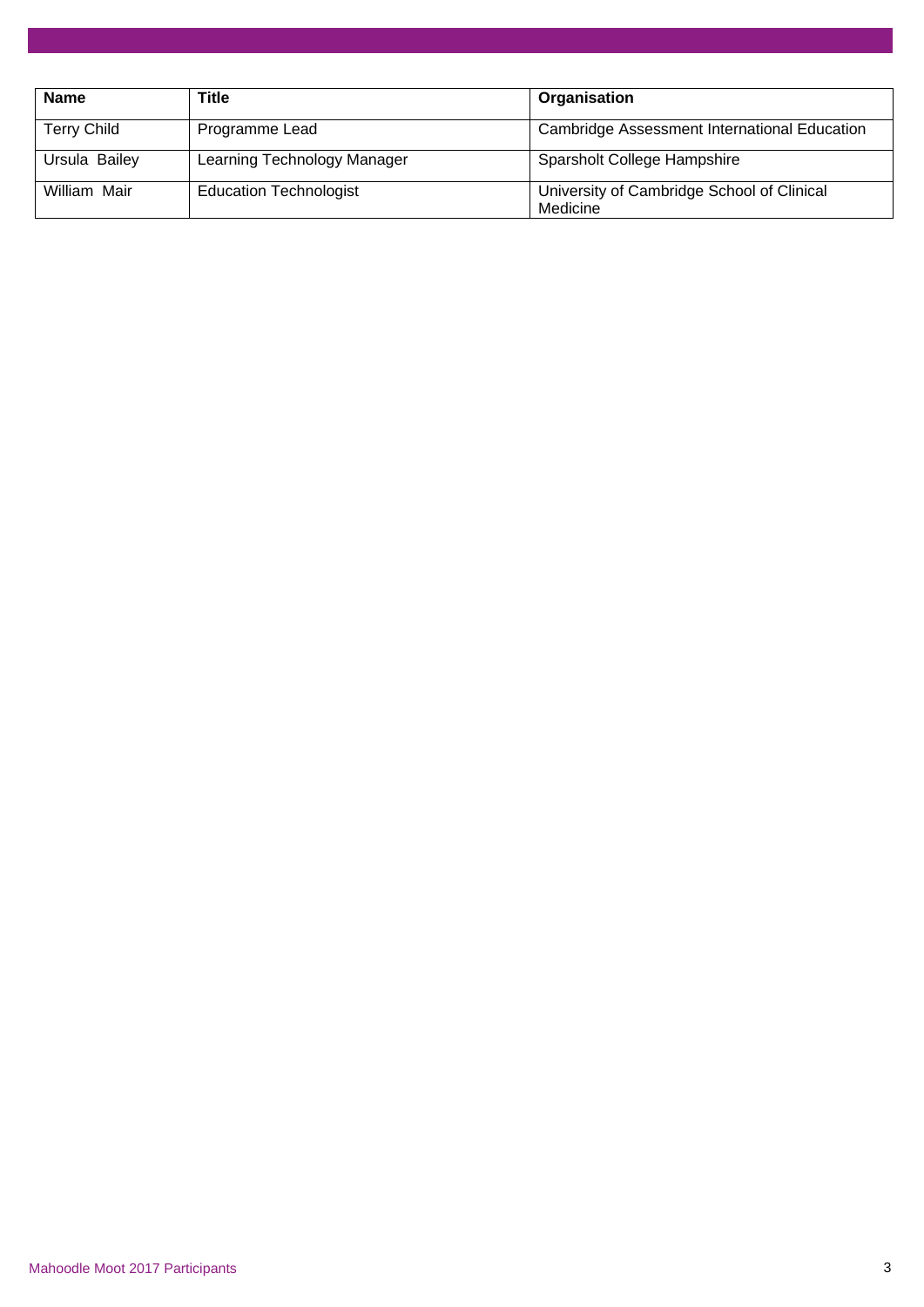| Name | Title | Organisation |
|---|---|---|
| Terry Child | Programme Lead | Cambridge Assessment International Education |
| Ursula Bailey | Learning Technology Manager | Sparsholt College Hampshire |
| William Mair | Education Technologist | University of Cambridge School of Clinical Medicine |